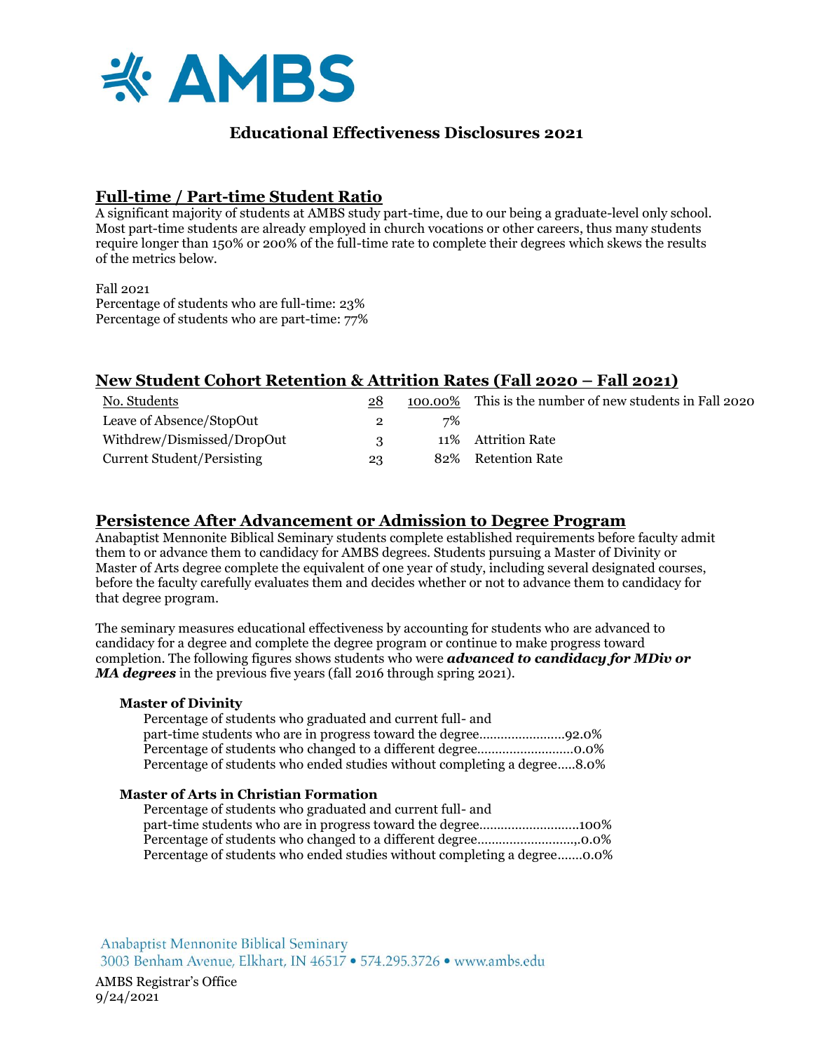# AMBS

## Educational Effectiveness Disclosures 2021

## Full-time / Part-time Student Ratio

A significant majority of students at AMBS study part-time, due to our being a graduate-level only school. Most part-time students are already employed in church vocations or other careers, thus many students require longer than 150% or 200% of the full-time rate to complete their degrees which skews the results of the metrics below.

Fall 2021
Percentage of students who are full-time: 23%
Percentage of students who are part-time: 77%

## New Student Cohort Retention & Attrition Rates (Fall 2020 – Fall 2021)

| No. Students | 28 | 100.00% | This is the number of new students in Fall 2020 |
|---|---|---|---|
| Leave of Absence/StopOut | 2 | 7% | |
| Withdrew/Dismissed/DropOut | 3 | 11% | Attrition Rate |
| Current Student/Persisting | 23 | 82% | Retention Rate |

## Persistence After Advancement or Admission to Degree Program

Anabaptist Mennonite Biblical Seminary students complete established requirements before faculty admit them to or advance them to candidacy for AMBS degrees. Students pursuing a Master of Divinity or Master of Arts degree complete the equivalent of one year of study, including several designated courses, before the faculty carefully evaluates them and decides whether or not to advance them to candidacy for that degree program.

The seminary measures educational effectiveness by accounting for students who are advanced to candidacy for a degree and complete the degree program or continue to make progress toward completion. The following figures shows students who were ***advanced to candidacy for MDiv or MA degrees*** in the previous five years (fall 2016 through spring 2021).

### Master of Divinity

Percentage of students who graduated and current full- and part-time students who are in progress toward the degree........................92.0%
Percentage of students who changed to a different degree...........................0.0%
Percentage of students who ended studies without completing a degree.....8.0%

### Master of Arts in Christian Formation

Percentage of students who graduated and current full- and part-time students who are in progress toward the degree............................100%
Percentage of students who changed to a different degree...........................,0.0%
Percentage of students who ended studies without completing a degree.......0.0%

Anabaptist Mennonite Biblical Seminary
3003 Benham Avenue, Elkhart, IN 46517 • 574.295.3726 • www.ambs.edu

AMBS Registrar's Office
9/24/2021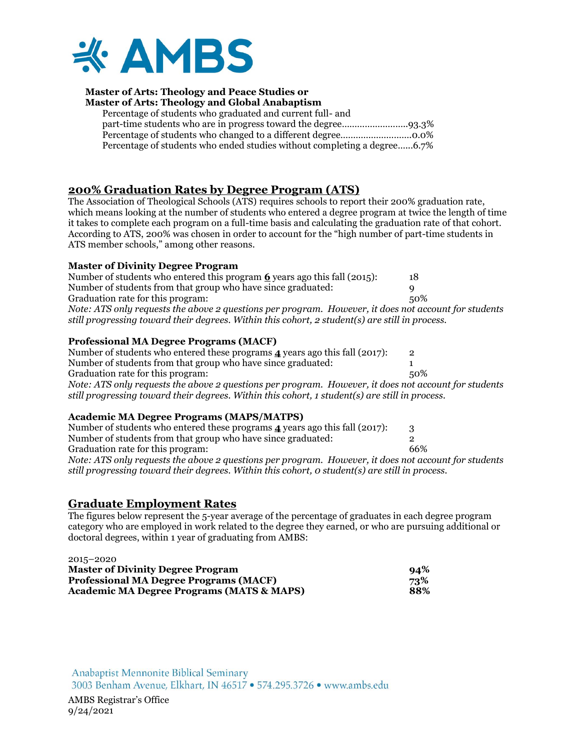AMBS

**Master of Arts: Theology and Peace Studies or**
**Master of Arts: Theology and Global Anabaptism**

Percentage of students who graduated and current full- and part-time students who are in progress toward the degree..........................93.3%
Percentage of students who changed to a different degree............................0.0%
Percentage of students who ended studies without completing a degree......6.7%

## 200% Graduation Rates by Degree Program (ATS)

The Association of Theological Schools (ATS) requires schools to report their 200% graduation rate, which means looking at the number of students who entered a degree program at twice the length of time it takes to complete each program on a full-time basis and calculating the graduation rate of that cohort. According to ATS, 200% was chosen in order to account for the "high number of part-time students in ATS member schools," among other reasons.

### Master of Divinity Degree Program

| | |
|---|---|
| Number of students who entered this program **6** years ago this fall (2015): | 18 |
| Number of students from that group who have since graduated: | 9 |
| Graduation rate for this program: | 50% |

*Note: ATS only requests the above 2 questions per program. However, it does not account for students still progressing toward their degrees. Within this cohort, 2 student(s) are still in process.*

### Professional MA Degree Programs (MACF)

| | |
|---|---|
| Number of students who entered these programs **4** years ago this fall (2017): | 2 |
| Number of students from that group who have since graduated: | 1 |
| Graduation rate for this program: | 50% |

*Note: ATS only requests the above 2 questions per program. However, it does not account for students still progressing toward their degrees. Within this cohort, 1 student(s) are still in process.*

### Academic MA Degree Programs (MAPS/MATPS)

| | |
|---|---|
| Number of students who entered these programs **4** years ago this fall (2017): | 3 |
| Number of students from that group who have since graduated: | 2 |
| Graduation rate for this program: | 66% |

*Note: ATS only requests the above 2 questions per program. However, it does not account for students still progressing toward their degrees. Within this cohort, 0 student(s) are still in process.*

## Graduate Employment Rates

The figures below represent the 5-year average of the percentage of graduates in each degree program category who are employed in work related to the degree they earned, or who are pursuing additional or doctoral degrees, within 1 year of graduating from AMBS:

| 2015–2020 | |
|---|---|
| **Master of Divinity Degree Program** | **94%** |
| **Professional MA Degree Programs (MACF)** | **73%** |
| **Academic MA Degree Programs (MATS & MAPS)** | **88%** |

Anabaptist Mennonite Biblical Seminary
3003 Benham Avenue, Elkhart, IN 46517 • 574.295.3726 • www.ambs.edu

AMBS Registrar's Office
9/24/2021